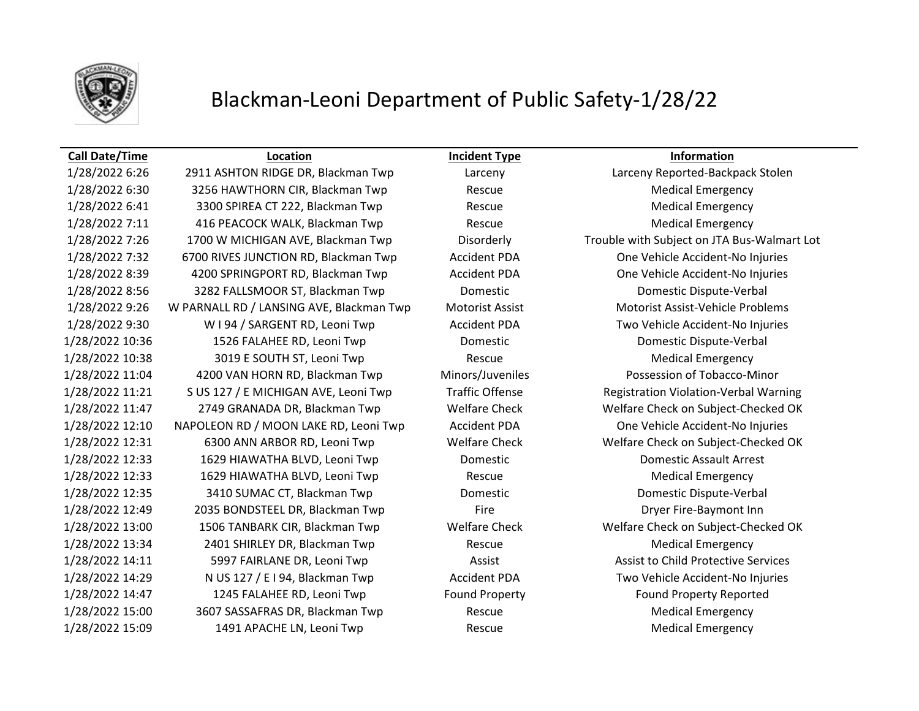# Blackman-Leoni Department of Public Safety-1/28/22

| Call Date/Time | Location | Incident Type | Information |
|---|---|---|---|
| 1/28/2022 6:26 | 2911 ASHTON RIDGE DR, Blackman Twp | Larceny | Larceny Reported-Backpack Stolen |
| 1/28/2022 6:30 | 3256 HAWTHORN CIR, Blackman Twp | Rescue | Medical Emergency |
| 1/28/2022 6:41 | 3300 SPIREA CT 222, Blackman Twp | Rescue | Medical Emergency |
| 1/28/2022 7:11 | 416 PEACOCK WALK, Blackman Twp | Rescue | Medical Emergency |
| 1/28/2022 7:26 | 1700 W MICHIGAN AVE, Blackman Twp | Disorderly | Trouble with Subject on JTA Bus-Walmart Lot |
| 1/28/2022 7:32 | 6700 RIVES JUNCTION RD, Blackman Twp | Accident PDA | One Vehicle Accident-No Injuries |
| 1/28/2022 8:39 | 4200 SPRINGPORT RD, Blackman Twp | Accident PDA | One Vehicle Accident-No Injuries |
| 1/28/2022 8:56 | 3282 FALLSMOOR ST, Blackman Twp | Domestic | Domestic Dispute-Verbal |
| 1/28/2022 9:26 | W PARNALL RD / LANSING AVE, Blackman Twp | Motorist Assist | Motorist Assist-Vehicle Problems |
| 1/28/2022 9:30 | W I 94 / SARGENT RD, Leoni Twp | Accident PDA | Two Vehicle Accident-No Injuries |
| 1/28/2022 10:36 | 1526 FALAHEE RD, Leoni Twp | Domestic | Domestic Dispute-Verbal |
| 1/28/2022 10:38 | 3019 E SOUTH ST, Leoni Twp | Rescue | Medical Emergency |
| 1/28/2022 11:04 | 4200 VAN HORN RD, Blackman Twp | Minors/Juveniles | Possession of Tobacco-Minor |
| 1/28/2022 11:21 | S US 127 / E MICHIGAN AVE, Leoni Twp | Traffic Offense | Registration Violation-Verbal Warning |
| 1/28/2022 11:47 | 2749 GRANADA DR, Blackman Twp | Welfare Check | Welfare Check on Subject-Checked OK |
| 1/28/2022 12:10 | NAPOLEON RD / MOON LAKE RD, Leoni Twp | Accident PDA | One Vehicle Accident-No Injuries |
| 1/28/2022 12:31 | 6300 ANN ARBOR RD, Leoni Twp | Welfare Check | Welfare Check on Subject-Checked OK |
| 1/28/2022 12:33 | 1629 HIAWATHA BLVD, Leoni Twp | Domestic | Domestic Assault Arrest |
| 1/28/2022 12:33 | 1629 HIAWATHA BLVD, Leoni Twp | Rescue | Medical Emergency |
| 1/28/2022 12:35 | 3410 SUMAC CT, Blackman Twp | Domestic | Domestic Dispute-Verbal |
| 1/28/2022 12:49 | 2035 BONDSTEEL DR, Blackman Twp | Fire | Dryer Fire-Baymont Inn |
| 1/28/2022 13:00 | 1506 TANBARK CIR, Blackman Twp | Welfare Check | Welfare Check on Subject-Checked OK |
| 1/28/2022 13:34 | 2401 SHIRLEY DR, Blackman Twp | Rescue | Medical Emergency |
| 1/28/2022 14:11 | 5997 FAIRLANE DR, Leoni Twp | Assist | Assist to Child Protective Services |
| 1/28/2022 14:29 | N US 127 / E I 94, Blackman Twp | Accident PDA | Two Vehicle Accident-No Injuries |
| 1/28/2022 14:47 | 1245 FALAHEE RD, Leoni Twp | Found Property | Found Property Reported |
| 1/28/2022 15:00 | 3607 SASSAFRAS DR, Blackman Twp | Rescue | Medical Emergency |
| 1/28/2022 15:09 | 1491 APACHE LN, Leoni Twp | Rescue | Medical Emergency |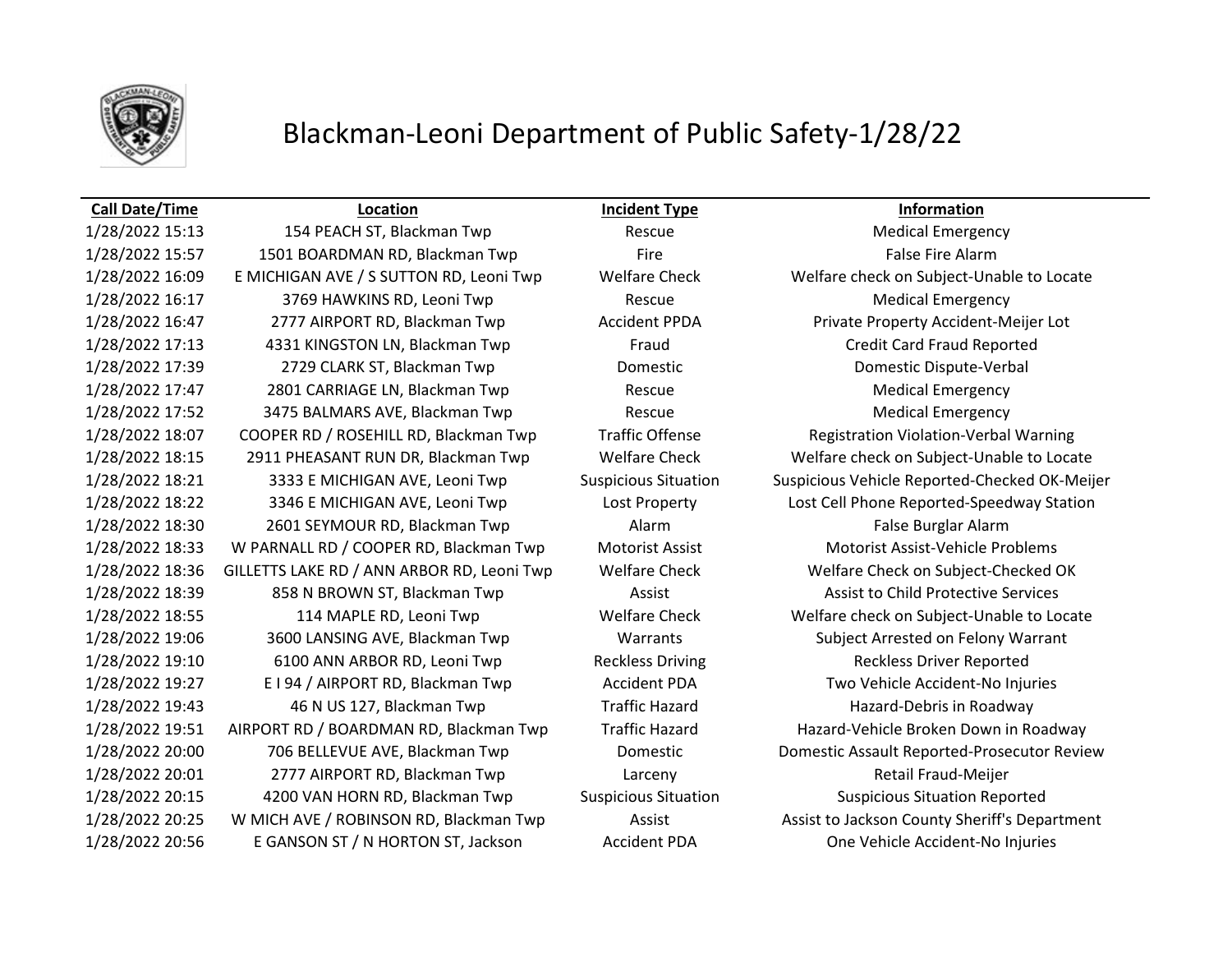# Blackman-Leoni Department of Public Safety-1/28/22

| Call Date/Time | Location | Incident Type | Information |
|---|---|---|---|
| 1/28/2022 15:13 | 154 PEACH ST, Blackman Twp | Rescue | Medical Emergency |
| 1/28/2022 15:57 | 1501 BOARDMAN RD, Blackman Twp | Fire | False Fire Alarm |
| 1/28/2022 16:09 | E MICHIGAN AVE / S SUTTON RD, Leoni Twp | Welfare Check | Welfare check on Subject-Unable to Locate |
| 1/28/2022 16:17 | 3769 HAWKINS RD, Leoni Twp | Rescue | Medical Emergency |
| 1/28/2022 16:47 | 2777 AIRPORT RD, Blackman Twp | Accident PPDA | Private Property Accident-Meijer Lot |
| 1/28/2022 17:13 | 4331 KINGSTON LN, Blackman Twp | Fraud | Credit Card Fraud Reported |
| 1/28/2022 17:39 | 2729 CLARK ST, Blackman Twp | Domestic | Domestic Dispute-Verbal |
| 1/28/2022 17:47 | 2801 CARRIAGE LN, Blackman Twp | Rescue | Medical Emergency |
| 1/28/2022 17:52 | 3475 BALMARS AVE, Blackman Twp | Rescue | Medical Emergency |
| 1/28/2022 18:07 | COOPER RD / ROSEHILL RD, Blackman Twp | Traffic Offense | Registration Violation-Verbal Warning |
| 1/28/2022 18:15 | 2911 PHEASANT RUN DR, Blackman Twp | Welfare Check | Welfare check on Subject-Unable to Locate |
| 1/28/2022 18:21 | 3333 E MICHIGAN AVE, Leoni Twp | Suspicious Situation | Suspicious Vehicle Reported-Checked OK-Meijer |
| 1/28/2022 18:22 | 3346 E MICHIGAN AVE, Leoni Twp | Lost Property | Lost Cell Phone Reported-Speedway Station |
| 1/28/2022 18:30 | 2601 SEYMOUR RD, Blackman Twp | Alarm | False Burglar Alarm |
| 1/28/2022 18:33 | W PARNALL RD / COOPER RD, Blackman Twp | Motorist Assist | Motorist Assist-Vehicle Problems |
| 1/28/2022 18:36 | GILLETTS LAKE RD / ANN ARBOR RD, Leoni Twp | Welfare Check | Welfare Check on Subject-Checked OK |
| 1/28/2022 18:39 | 858 N BROWN ST, Blackman Twp | Assist | Assist to Child Protective Services |
| 1/28/2022 18:55 | 114 MAPLE RD, Leoni Twp | Welfare Check | Welfare check on Subject-Unable to Locate |
| 1/28/2022 19:06 | 3600 LANSING AVE, Blackman Twp | Warrants | Subject Arrested on Felony Warrant |
| 1/28/2022 19:10 | 6100 ANN ARBOR RD, Leoni Twp | Reckless Driving | Reckless Driver Reported |
| 1/28/2022 19:27 | E I 94 / AIRPORT RD, Blackman Twp | Accident PDA | Two Vehicle Accident-No Injuries |
| 1/28/2022 19:43 | 46 N US 127, Blackman Twp | Traffic Hazard | Hazard-Debris in Roadway |
| 1/28/2022 19:51 | AIRPORT RD / BOARDMAN RD, Blackman Twp | Traffic Hazard | Hazard-Vehicle Broken Down in Roadway |
| 1/28/2022 20:00 | 706 BELLEVUE AVE, Blackman Twp | Domestic | Domestic Assault Reported-Prosecutor Review |
| 1/28/2022 20:01 | 2777 AIRPORT RD, Blackman Twp | Larceny | Retail Fraud-Meijer |
| 1/28/2022 20:15 | 4200 VAN HORN RD, Blackman Twp | Suspicious Situation | Suspicious Situation Reported |
| 1/28/2022 20:25 | W MICH AVE / ROBINSON RD, Blackman Twp | Assist | Assist to Jackson County Sheriff's Department |
| 1/28/2022 20:56 | E GANSON ST / N HORTON ST, Jackson | Accident PDA | One Vehicle Accident-No Injuries |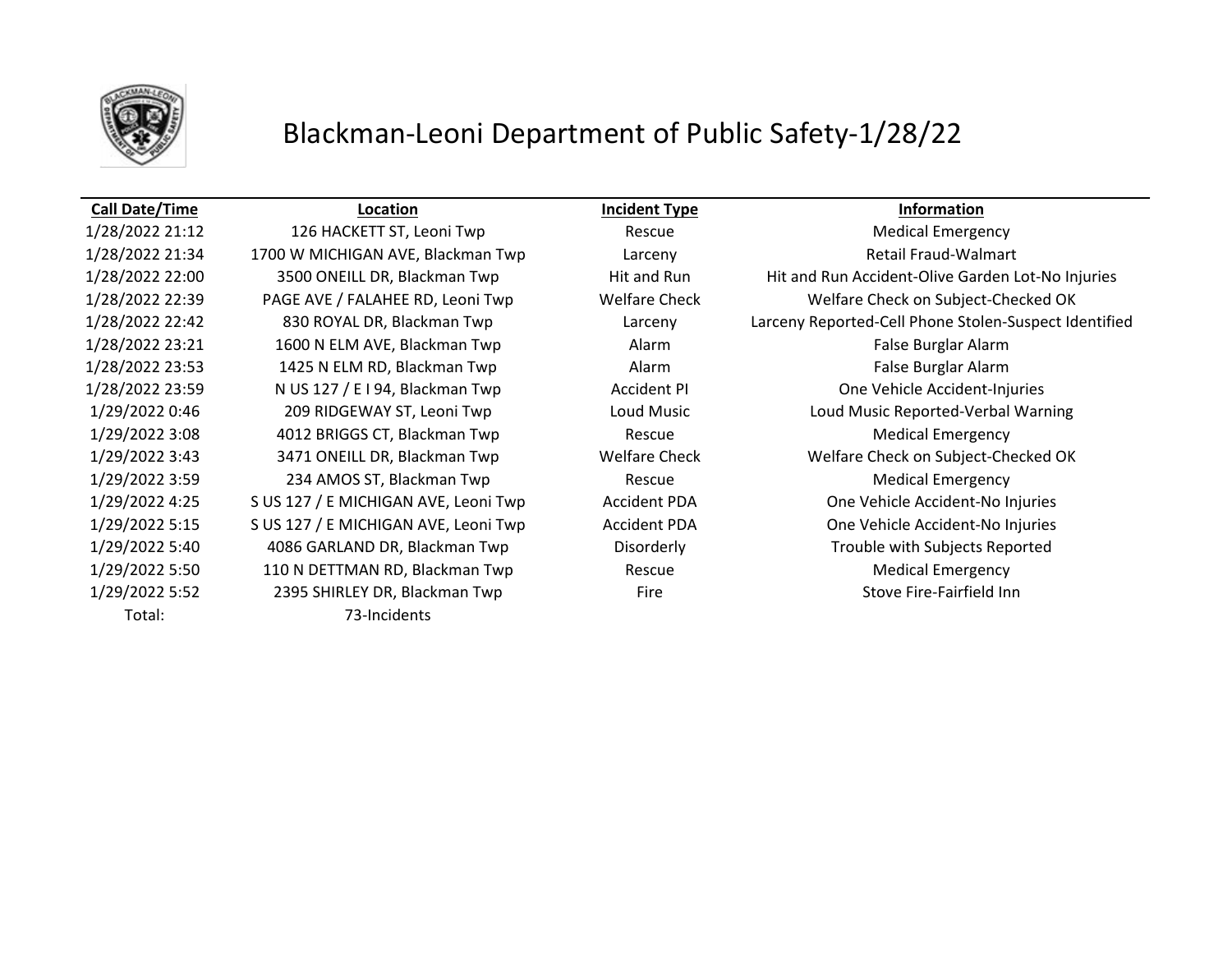# Blackman-Leoni Department of Public Safety-1/28/22

| Call Date/Time | Location | Incident Type | Information |
|---|---|---|---|
| 1/28/2022 21:12 | 126 HACKETT ST, Leoni Twp | Rescue | Medical Emergency |
| 1/28/2022 21:34 | 1700 W MICHIGAN AVE, Blackman Twp | Larceny | Retail Fraud-Walmart |
| 1/28/2022 22:00 | 3500 ONEILL DR, Blackman Twp | Hit and Run | Hit and Run Accident-Olive Garden Lot-No Injuries |
| 1/28/2022 22:39 | PAGE AVE / FALAHEE RD, Leoni Twp | Welfare Check | Welfare Check on Subject-Checked OK |
| 1/28/2022 22:42 | 830 ROYAL DR, Blackman Twp | Larceny | Larceny Reported-Cell Phone Stolen-Suspect Identified |
| 1/28/2022 23:21 | 1600 N ELM AVE, Blackman Twp | Alarm | False Burglar Alarm |
| 1/28/2022 23:53 | 1425 N ELM RD, Blackman Twp | Alarm | False Burglar Alarm |
| 1/28/2022 23:59 | N US 127 / E I 94, Blackman Twp | Accident PI | One Vehicle Accident-Injuries |
| 1/29/2022 0:46 | 209 RIDGEWAY ST, Leoni Twp | Loud Music | Loud Music Reported-Verbal Warning |
| 1/29/2022 3:08 | 4012 BRIGGS CT, Blackman Twp | Rescue | Medical Emergency |
| 1/29/2022 3:43 | 3471 ONEILL DR, Blackman Twp | Welfare Check | Welfare Check on Subject-Checked OK |
| 1/29/2022 3:59 | 234 AMOS ST, Blackman Twp | Rescue | Medical Emergency |
| 1/29/2022 4:25 | S US 127 / E MICHIGAN AVE, Leoni Twp | Accident PDA | One Vehicle Accident-No Injuries |
| 1/29/2022 5:15 | S US 127 / E MICHIGAN AVE, Leoni Twp | Accident PDA | One Vehicle Accident-No Injuries |
| 1/29/2022 5:40 | 4086 GARLAND DR, Blackman Twp | Disorderly | Trouble with Subjects Reported |
| 1/29/2022 5:50 | 110 N DETTMAN RD, Blackman Twp | Rescue | Medical Emergency |
| 1/29/2022 5:52 | 2395 SHIRLEY DR, Blackman Twp | Fire | Stove Fire-Fairfield Inn |
| Total: | 73-Incidents | | |